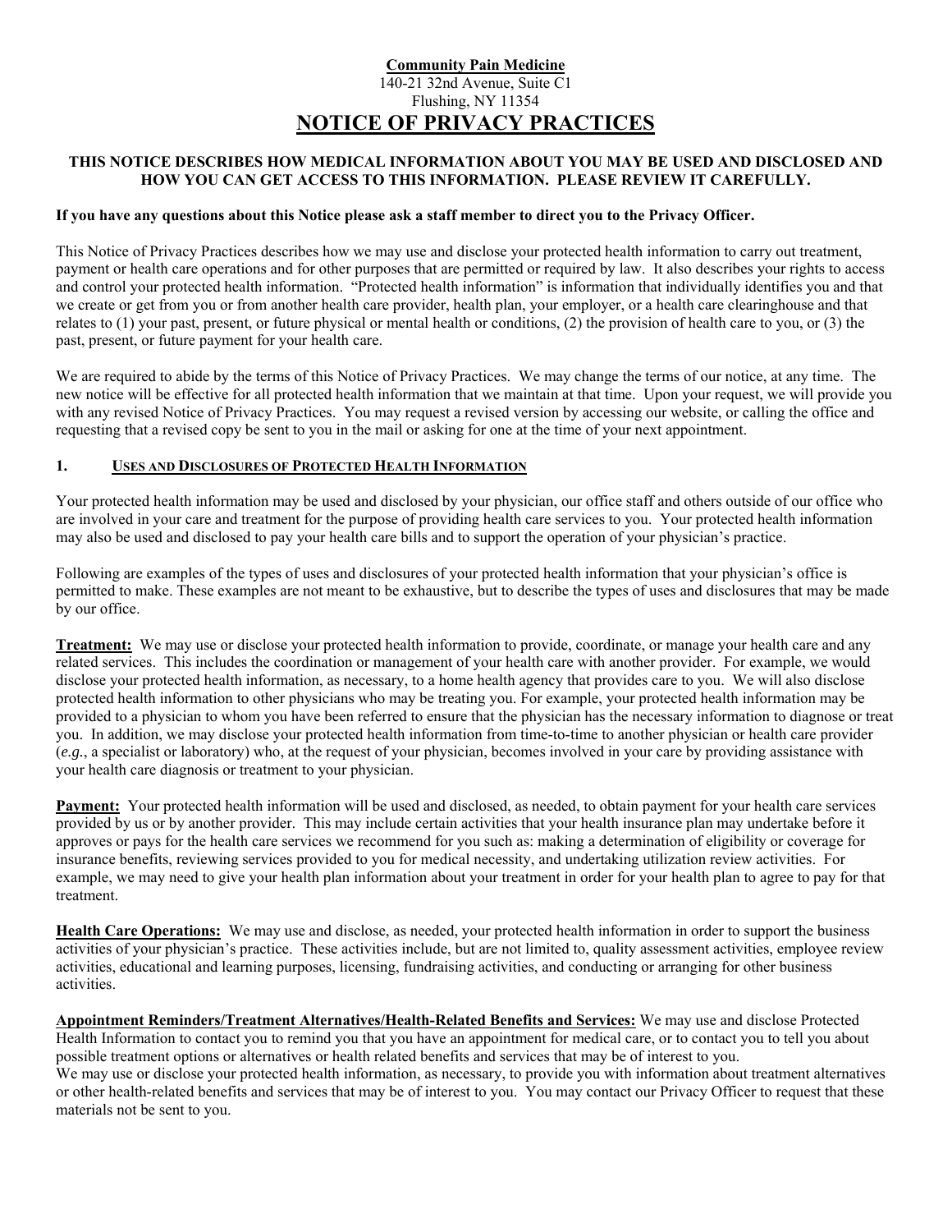**Community Pain Medicine**
140-21 32nd Avenue, Suite C1
Flushing, NY 11354

# NOTICE OF PRIVACY PRACTICES

**THIS NOTICE DESCRIBES HOW MEDICAL INFORMATION ABOUT YOU MAY BE USED AND DISCLOSED AND HOW YOU CAN GET ACCESS TO THIS INFORMATION. PLEASE REVIEW IT CAREFULLY.**

**If you have any questions about this Notice please ask a staff member to direct you to the Privacy Officer.**

This Notice of Privacy Practices describes how we may use and disclose your protected health information to carry out treatment, payment or health care operations and for other purposes that are permitted or required by law. It also describes your rights to access and control your protected health information. "Protected health information" is information that individually identifies you and that we create or get from you or from another health care provider, health plan, your employer, or a health care clearinghouse and that relates to (1) your past, present, or future physical or mental health or conditions, (2) the provision of health care to you, or (3) the past, present, or future payment for your health care.

We are required to abide by the terms of this Notice of Privacy Practices. We may change the terms of our notice, at any time. The new notice will be effective for all protected health information that we maintain at that time. Upon your request, we will provide you with any revised Notice of Privacy Practices. You may request a revised version by accessing our website, or calling the office and requesting that a revised copy be sent to you in the mail or asking for one at the time of your next appointment.

## 1. USES AND DISCLOSURES OF PROTECTED HEALTH INFORMATION

Your protected health information may be used and disclosed by your physician, our office staff and others outside of our office who are involved in your care and treatment for the purpose of providing health care services to you. Your protected health information may also be used and disclosed to pay your health care bills and to support the operation of your physician's practice.

Following are examples of the types of uses and disclosures of your protected health information that your physician's office is permitted to make. These examples are not meant to be exhaustive, but to describe the types of uses and disclosures that may be made by our office.

**Treatment:** We may use or disclose your protected health information to provide, coordinate, or manage your health care and any related services. This includes the coordination or management of your health care with another provider. For example, we would disclose your protected health information, as necessary, to a home health agency that provides care to you. We will also disclose protected health information to other physicians who may be treating you. For example, your protected health information may be provided to a physician to whom you have been referred to ensure that the physician has the necessary information to diagnose or treat you. In addition, we may disclose your protected health information from time-to-time to another physician or health care provider (*e.g.*, a specialist or laboratory) who, at the request of your physician, becomes involved in your care by providing assistance with your health care diagnosis or treatment to your physician.

**Payment:** Your protected health information will be used and disclosed, as needed, to obtain payment for your health care services provided by us or by another provider. This may include certain activities that your health insurance plan may undertake before it approves or pays for the health care services we recommend for you such as: making a determination of eligibility or coverage for insurance benefits, reviewing services provided to you for medical necessity, and undertaking utilization review activities. For example, we may need to give your health plan information about your treatment in order for your health plan to agree to pay for that treatment.

**Health Care Operations:** We may use and disclose, as needed, your protected health information in order to support the business activities of your physician's practice. These activities include, but are not limited to, quality assessment activities, employee review activities, educational and learning purposes, licensing, fundraising activities, and conducting or arranging for other business activities.

**Appointment Reminders/Treatment Alternatives/Health-Related Benefits and Services:** We may use and disclose Protected Health Information to contact you to remind you that you have an appointment for medical care, or to contact you to tell you about possible treatment options or alternatives or health related benefits and services that may be of interest to you.
We may use or disclose your protected health information, as necessary, to provide you with information about treatment alternatives or other health-related benefits and services that may be of interest to you. You may contact our Privacy Officer to request that these materials not be sent to you.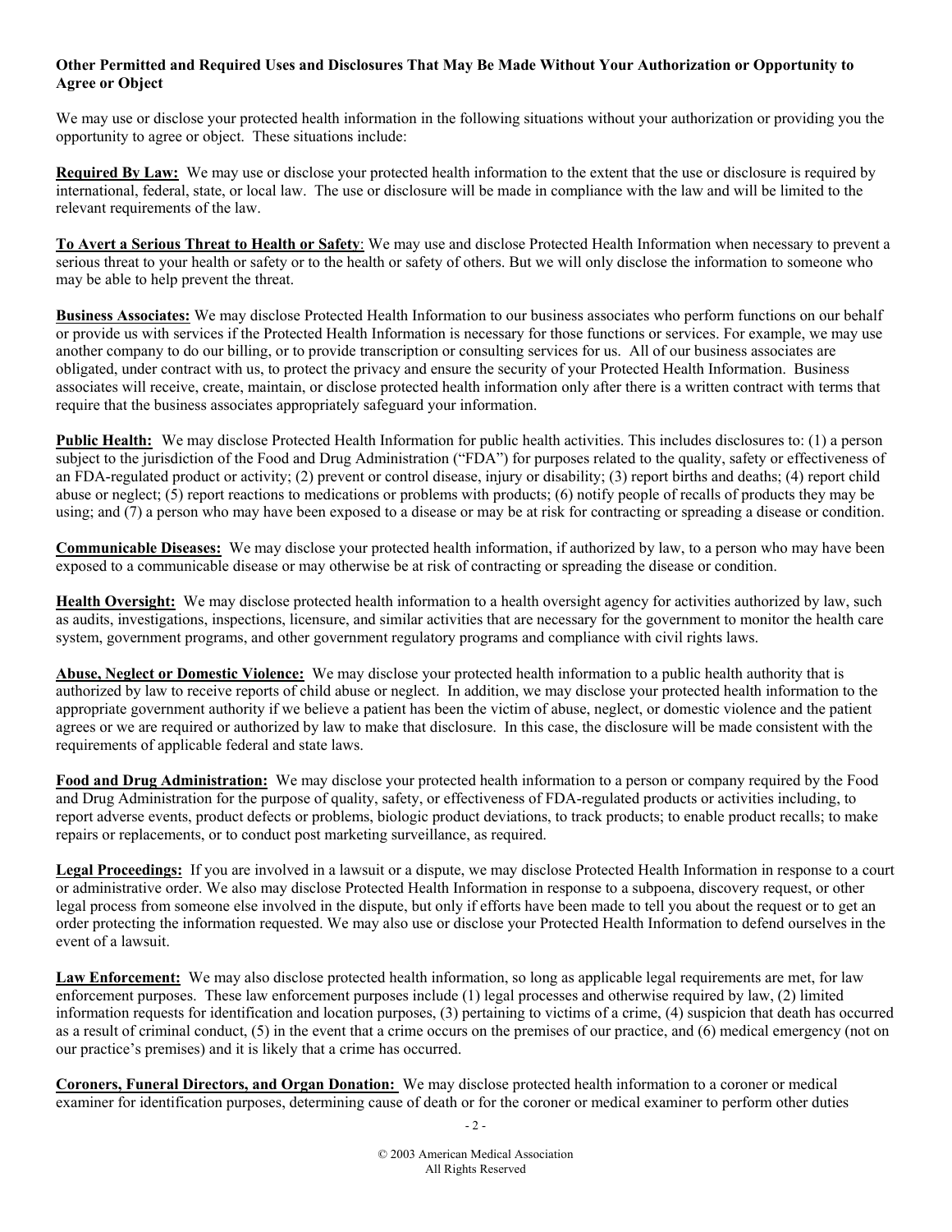**Other Permitted and Required Uses and Disclosures That May Be Made Without Your Authorization or Opportunity to Agree or Object**

We may use or disclose your protected health information in the following situations without your authorization or providing you the opportunity to agree or object. These situations include:

**Required By Law:** We may use or disclose your protected health information to the extent that the use or disclosure is required by international, federal, state, or local law. The use or disclosure will be made in compliance with the law and will be limited to the relevant requirements of the law.

**To Avert a Serious Threat to Health or Safety**: We may use and disclose Protected Health Information when necessary to prevent a serious threat to your health or safety or to the health or safety of others. But we will only disclose the information to someone who may be able to help prevent the threat.

**Business Associates:** We may disclose Protected Health Information to our business associates who perform functions on our behalf or provide us with services if the Protected Health Information is necessary for those functions or services. For example, we may use another company to do our billing, or to provide transcription or consulting services for us. All of our business associates are obligated, under contract with us, to protect the privacy and ensure the security of your Protected Health Information. Business associates will receive, create, maintain, or disclose protected health information only after there is a written contract with terms that require that the business associates appropriately safeguard your information.

**Public Health:** We may disclose Protected Health Information for public health activities. This includes disclosures to: (1) a person subject to the jurisdiction of the Food and Drug Administration ("FDA") for purposes related to the quality, safety or effectiveness of an FDA-regulated product or activity; (2) prevent or control disease, injury or disability; (3) report births and deaths; (4) report child abuse or neglect; (5) report reactions to medications or problems with products; (6) notify people of recalls of products they may be using; and (7) a person who may have been exposed to a disease or may be at risk for contracting or spreading a disease or condition.

**Communicable Diseases:** We may disclose your protected health information, if authorized by law, to a person who may have been exposed to a communicable disease or may otherwise be at risk of contracting or spreading the disease or condition.

**Health Oversight:** We may disclose protected health information to a health oversight agency for activities authorized by law, such as audits, investigations, inspections, licensure, and similar activities that are necessary for the government to monitor the health care system, government programs, and other government regulatory programs and compliance with civil rights laws.

**Abuse, Neglect or Domestic Violence:** We may disclose your protected health information to a public health authority that is authorized by law to receive reports of child abuse or neglect. In addition, we may disclose your protected health information to the appropriate government authority if we believe a patient has been the victim of abuse, neglect, or domestic violence and the patient agrees or we are required or authorized by law to make that disclosure. In this case, the disclosure will be made consistent with the requirements of applicable federal and state laws.

**Food and Drug Administration:** We may disclose your protected health information to a person or company required by the Food and Drug Administration for the purpose of quality, safety, or effectiveness of FDA-regulated products or activities including, to report adverse events, product defects or problems, biologic product deviations, to track products; to enable product recalls; to make repairs or replacements, or to conduct post marketing surveillance, as required.

**Legal Proceedings:** If you are involved in a lawsuit or a dispute, we may disclose Protected Health Information in response to a court or administrative order. We also may disclose Protected Health Information in response to a subpoena, discovery request, or other legal process from someone else involved in the dispute, but only if efforts have been made to tell you about the request or to get an order protecting the information requested. We may also use or disclose your Protected Health Information to defend ourselves in the event of a lawsuit.

**Law Enforcement:** We may also disclose protected health information, so long as applicable legal requirements are met, for law enforcement purposes. These law enforcement purposes include (1) legal processes and otherwise required by law, (2) limited information requests for identification and location purposes, (3) pertaining to victims of a crime, (4) suspicion that death has occurred as a result of criminal conduct, (5) in the event that a crime occurs on the premises of our practice, and (6) medical emergency (not on our practice's premises) and it is likely that a crime has occurred.

**Coroners, Funeral Directors, and Organ Donation:** We may disclose protected health information to a coroner or medical examiner for identification purposes, determining cause of death or for the coroner or medical examiner to perform other duties

© 2003 American Medical Association
All Rights Reserved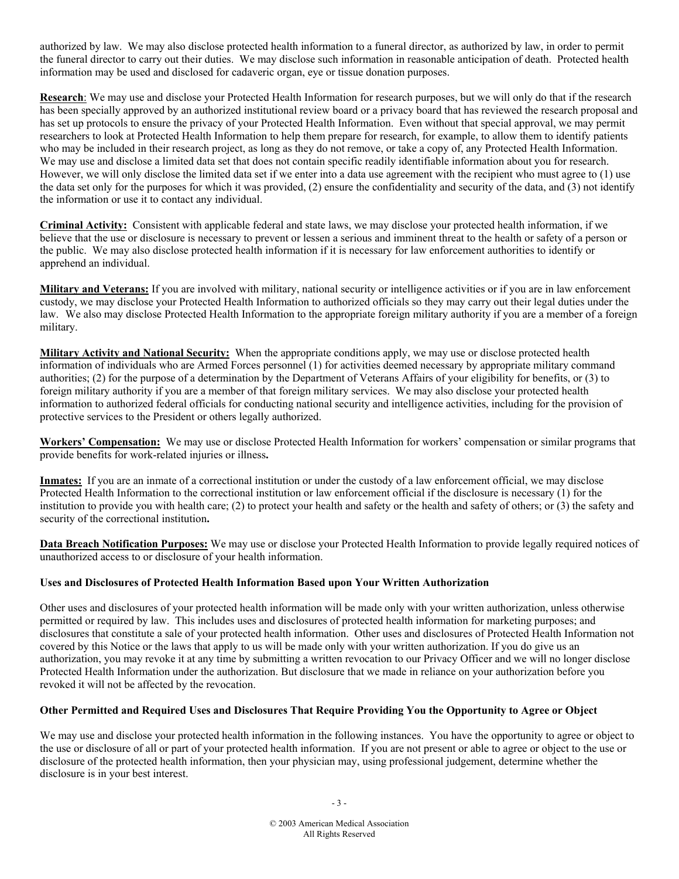authorized by law. We may also disclose protected health information to a funeral director, as authorized by law, in order to permit the funeral director to carry out their duties. We may disclose such information in reasonable anticipation of death. Protected health information may be used and disclosed for cadaveric organ, eye or tissue donation purposes.

**Research**: We may use and disclose your Protected Health Information for research purposes, but we will only do that if the research has been specially approved by an authorized institutional review board or a privacy board that has reviewed the research proposal and has set up protocols to ensure the privacy of your Protected Health Information. Even without that special approval, we may permit researchers to look at Protected Health Information to help them prepare for research, for example, to allow them to identify patients who may be included in their research project, as long as they do not remove, or take a copy of, any Protected Health Information. We may use and disclose a limited data set that does not contain specific readily identifiable information about you for research. However, we will only disclose the limited data set if we enter into a data use agreement with the recipient who must agree to (1) use the data set only for the purposes for which it was provided, (2) ensure the confidentiality and security of the data, and (3) not identify the information or use it to contact any individual.

**Criminal Activity:** Consistent with applicable federal and state laws, we may disclose your protected health information, if we believe that the use or disclosure is necessary to prevent or lessen a serious and imminent threat to the health or safety of a person or the public. We may also disclose protected health information if it is necessary for law enforcement authorities to identify or apprehend an individual.

**Military and Veterans:** If you are involved with military, national security or intelligence activities or if you are in law enforcement custody, we may disclose your Protected Health Information to authorized officials so they may carry out their legal duties under the law. We also may disclose Protected Health Information to the appropriate foreign military authority if you are a member of a foreign military.

**Military Activity and National Security:** When the appropriate conditions apply, we may use or disclose protected health information of individuals who are Armed Forces personnel (1) for activities deemed necessary by appropriate military command authorities; (2) for the purpose of a determination by the Department of Veterans Affairs of your eligibility for benefits, or (3) to foreign military authority if you are a member of that foreign military services. We may also disclose your protected health information to authorized federal officials for conducting national security and intelligence activities, including for the provision of protective services to the President or others legally authorized.

**Workers' Compensation:** We may use or disclose Protected Health Information for workers' compensation or similar programs that provide benefits for work-related injuries or illness.

**Inmates:** If you are an inmate of a correctional institution or under the custody of a law enforcement official, we may disclose Protected Health Information to the correctional institution or law enforcement official if the disclosure is necessary (1) for the institution to provide you with health care; (2) to protect your health and safety or the health and safety of others; or (3) the safety and security of the correctional institution.

**Data Breach Notification Purposes:** We may use or disclose your Protected Health Information to provide legally required notices of unauthorized access to or disclosure of your health information.

**Uses and Disclosures of Protected Health Information Based upon Your Written Authorization**

Other uses and disclosures of your protected health information will be made only with your written authorization, unless otherwise permitted or required by law. This includes uses and disclosures of protected health information for marketing purposes; and disclosures that constitute a sale of your protected health information. Other uses and disclosures of Protected Health Information not covered by this Notice or the laws that apply to us will be made only with your written authorization. If you do give us an authorization, you may revoke it at any time by submitting a written revocation to our Privacy Officer and we will no longer disclose Protected Health Information under the authorization. But disclosure that we made in reliance on your authorization before you revoked it will not be affected by the revocation.

**Other Permitted and Required Uses and Disclosures That Require Providing You the Opportunity to Agree or Object**

We may use and disclose your protected health information in the following instances. You have the opportunity to agree or object to the use or disclosure of all or part of your protected health information. If you are not present or able to agree or object to the use or disclosure of the protected health information, then your physician may, using professional judgement, determine whether the disclosure is in your best interest.

© 2003 American Medical Association
All Rights Reserved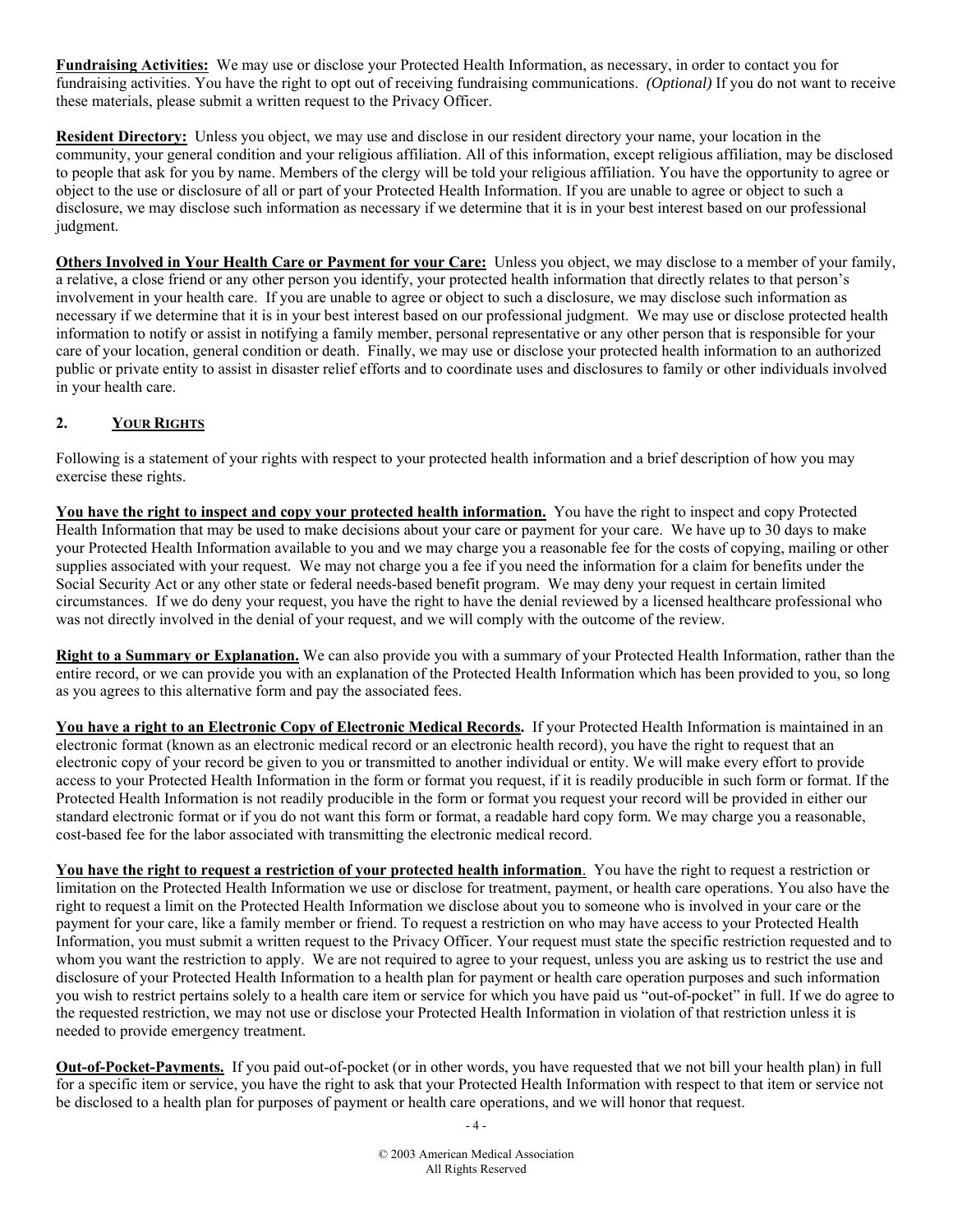**Fundraising Activities:** We may use or disclose your Protected Health Information, as necessary, in order to contact you for fundraising activities. You have the right to opt out of receiving fundraising communications. *(Optional)* If you do not want to receive these materials, please submit a written request to the Privacy Officer.

**Resident Directory:** Unless you object, we may use and disclose in our resident directory your name, your location in the community, your general condition and your religious affiliation. All of this information, except religious affiliation, may be disclosed to people that ask for you by name. Members of the clergy will be told your religious affiliation. You have the opportunity to agree or object to the use or disclosure of all or part of your Protected Health Information. If you are unable to agree or object to such a disclosure, we may disclose such information as necessary if we determine that it is in your best interest based on our professional judgment.

**Others Involved in Your Health Care or Payment for your Care:** Unless you object, we may disclose to a member of your family, a relative, a close friend or any other person you identify, your protected health information that directly relates to that person's involvement in your health care. If you are unable to agree or object to such a disclosure, we may disclose such information as necessary if we determine that it is in your best interest based on our professional judgment. We may use or disclose protected health information to notify or assist in notifying a family member, personal representative or any other person that is responsible for your care of your location, general condition or death. Finally, we may use or disclose your protected health information to an authorized public or private entity to assist in disaster relief efforts and to coordinate uses and disclosures to family or other individuals involved in your health care.

## 2. YOUR RIGHTS

Following is a statement of your rights with respect to your protected health information and a brief description of how you may exercise these rights.

**You have the right to inspect and copy your protected health information.** You have the right to inspect and copy Protected Health Information that may be used to make decisions about your care or payment for your care. We have up to 30 days to make your Protected Health Information available to you and we may charge you a reasonable fee for the costs of copying, mailing or other supplies associated with your request. We may not charge you a fee if you need the information for a claim for benefits under the Social Security Act or any other state or federal needs-based benefit program. We may deny your request in certain limited circumstances. If we do deny your request, you have the right to have the denial reviewed by a licensed healthcare professional who was not directly involved in the denial of your request, and we will comply with the outcome of the review.

**Right to a Summary or Explanation.** We can also provide you with a summary of your Protected Health Information, rather than the entire record, or we can provide you with an explanation of the Protected Health Information which has been provided to you, so long as you agrees to this alternative form and pay the associated fees.

**You have a right to an Electronic Copy of Electronic Medical Records.** If your Protected Health Information is maintained in an electronic format (known as an electronic medical record or an electronic health record), you have the right to request that an electronic copy of your record be given to you or transmitted to another individual or entity. We will make every effort to provide access to your Protected Health Information in the form or format you request, if it is readily producible in such form or format. If the Protected Health Information is not readily producible in the form or format you request your record will be provided in either our standard electronic format or if you do not want this form or format, a readable hard copy form. We may charge you a reasonable, cost-based fee for the labor associated with transmitting the electronic medical record.

**You have the right to request a restriction of your protected health information**. You have the right to request a restriction or limitation on the Protected Health Information we use or disclose for treatment, payment, or health care operations. You also have the right to request a limit on the Protected Health Information we disclose about you to someone who is involved in your care or the payment for your care, like a family member or friend. To request a restriction on who may have access to your Protected Health Information, you must submit a written request to the Privacy Officer. Your request must state the specific restriction requested and to whom you want the restriction to apply. We are not required to agree to your request, unless you are asking us to restrict the use and disclosure of your Protected Health Information to a health plan for payment or health care operation purposes and such information you wish to restrict pertains solely to a health care item or service for which you have paid us "out-of-pocket" in full. If we do agree to the requested restriction, we may not use or disclose your Protected Health Information in violation of that restriction unless it is needed to provide emergency treatment.

**Out-of-Pocket-Payments.** If you paid out-of-pocket (or in other words, you have requested that we not bill your health plan) in full for a specific item or service, you have the right to ask that your Protected Health Information with respect to that item or service not be disclosed to a health plan for purposes of payment or health care operations, and we will honor that request.

© 2003 American Medical Association
All Rights Reserved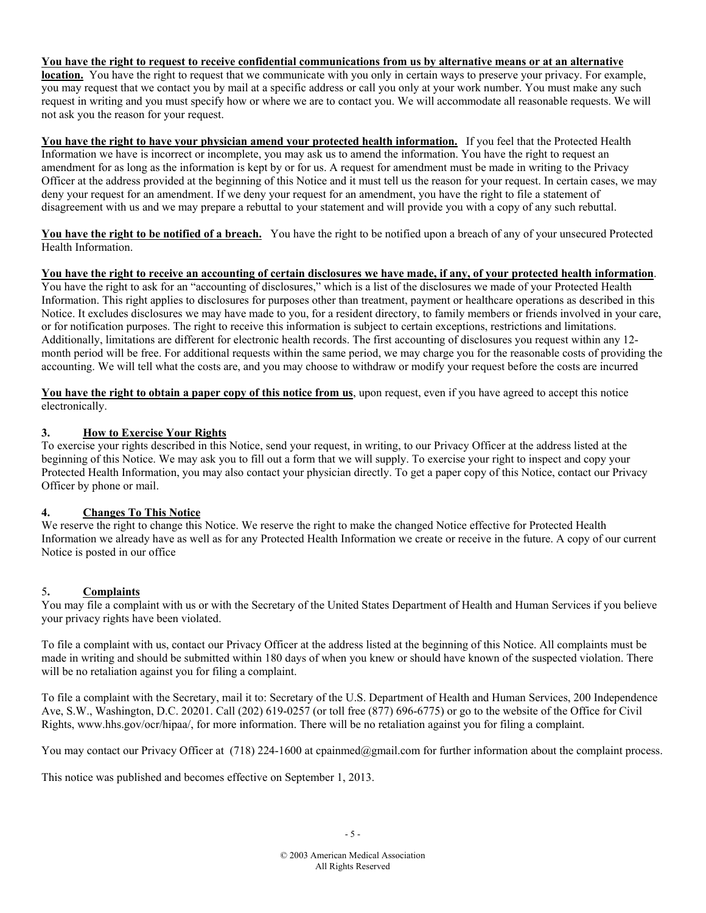**You have the right to request to receive confidential communications from us by alternative means or at an alternative location.** You have the right to request that we communicate with you only in certain ways to preserve your privacy. For example, you may request that we contact you by mail at a specific address or call you only at your work number. You must make any such request in writing and you must specify how or where we are to contact you. We will accommodate all reasonable requests. We will not ask you the reason for your request.

**You have the right to have your physician amend your protected health information.** If you feel that the Protected Health Information we have is incorrect or incomplete, you may ask us to amend the information. You have the right to request an amendment for as long as the information is kept by or for us. A request for amendment must be made in writing to the Privacy Officer at the address provided at the beginning of this Notice and it must tell us the reason for your request. In certain cases, we may deny your request for an amendment. If we deny your request for an amendment, you have the right to file a statement of disagreement with us and we may prepare a rebuttal to your statement and will provide you with a copy of any such rebuttal.

**You have the right to be notified of a breach.** You have the right to be notified upon a breach of any of your unsecured Protected Health Information.

**You have the right to receive an accounting of certain disclosures we have made, if any, of your protected health information**. You have the right to ask for an "accounting of disclosures," which is a list of the disclosures we made of your Protected Health Information. This right applies to disclosures for purposes other than treatment, payment or healthcare operations as described in this Notice. It excludes disclosures we may have made to you, for a resident directory, to family members or friends involved in your care, or for notification purposes. The right to receive this information is subject to certain exceptions, restrictions and limitations. Additionally, limitations are different for electronic health records. The first accounting of disclosures you request within any 12-month period will be free. For additional requests within the same period, we may charge you for the reasonable costs of providing the accounting. We will tell what the costs are, and you may choose to withdraw or modify your request before the costs are incurred

**You have the right to obtain a paper copy of this notice from us**, upon request, even if you have agreed to accept this notice electronically.

## 3. How to Exercise Your Rights

To exercise your rights described in this Notice, send your request, in writing, to our Privacy Officer at the address listed at the beginning of this Notice. We may ask you to fill out a form that we will supply. To exercise your right to inspect and copy your Protected Health Information, you may also contact your physician directly. To get a paper copy of this Notice, contact our Privacy Officer by phone or mail.

## 4. Changes To This Notice

We reserve the right to change this Notice. We reserve the right to make the changed Notice effective for Protected Health Information we already have as well as for any Protected Health Information we create or receive in the future. A copy of our current Notice is posted in our office

## 5. Complaints

You may file a complaint with us or with the Secretary of the United States Department of Health and Human Services if you believe your privacy rights have been violated.

To file a complaint with us, contact our Privacy Officer at the address listed at the beginning of this Notice. All complaints must be made in writing and should be submitted within 180 days of when you knew or should have known of the suspected violation. There will be no retaliation against you for filing a complaint.

To file a complaint with the Secretary, mail it to: Secretary of the U.S. Department of Health and Human Services, 200 Independence Ave, S.W., Washington, D.C. 20201. Call (202) 619-0257 (or toll free (877) 696-6775) or go to the website of the Office for Civil Rights, www.hhs.gov/ocr/hipaa/, for more information. There will be no retaliation against you for filing a complaint.

You may contact our Privacy Officer at (718) 224-1600 at cpainmed@gmail.com for further information about the complaint process.

This notice was published and becomes effective on September 1, 2013.

© 2003 American Medical Association
All Rights Reserved